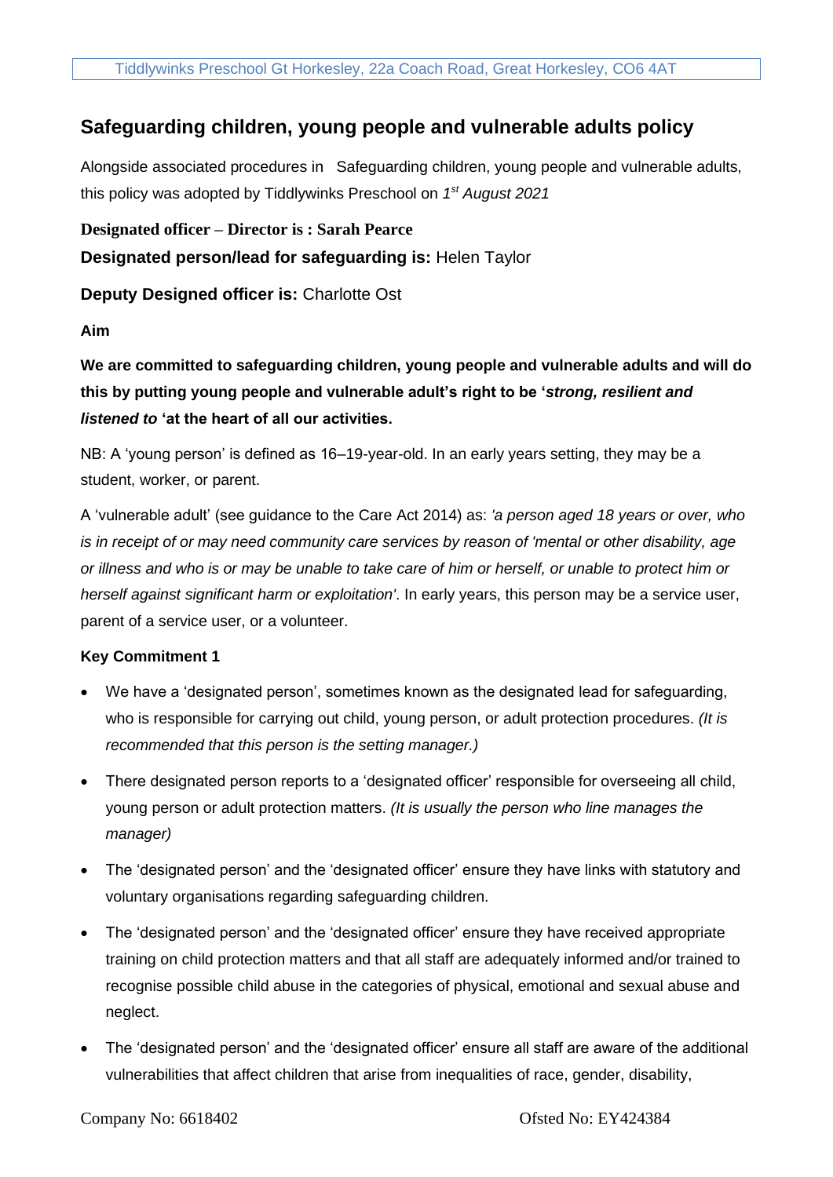Tiddlywinks Preschool Gt Horkesley, 22a Coach Road, Great Horkesley, CO6 4AT

## Safeguarding children, young people and vulnerable adults policy

Alongside associated procedures in Safeguarding children, young people and vulnerable adults, this policy was adopted by Tiddlywinks Preschool on *1st August 2021*

**Designated officer – Director is : Sarah Pearce**

**Designated person/lead for safeguarding is:** Helen Taylor

**Deputy Designed officer is:** Charlotte Ost

**Aim**

**We are committed to safeguarding children, young people and vulnerable adults and will do this by putting young people and vulnerable adult's right to be '*strong, resilient and listened to* 'at the heart of all our activities.**

NB: A 'young person' is defined as 16–19-year-old. In an early years setting, they may be a student, worker, or parent.

A 'vulnerable adult' (see guidance to the Care Act 2014) as: *'a person aged 18 years or over, who is in receipt of or may need community care services by reason of 'mental or other disability, age or illness and who is or may be unable to take care of him or herself, or unable to protect him or herself against significant harm or exploitation'*. In early years, this person may be a service user, parent of a service user, or a volunteer.

**Key Commitment 1**

- We have a 'designated person', sometimes known as the designated lead for safeguarding, who is responsible for carrying out child, young person, or adult protection procedures. *(It is recommended that this person is the setting manager.)*
- There designated person reports to a 'designated officer' responsible for overseeing all child, young person or adult protection matters. *(It is usually the person who line manages the manager)*
- The 'designated person' and the 'designated officer' ensure they have links with statutory and voluntary organisations regarding safeguarding children.
- The 'designated person' and the 'designated officer' ensure they have received appropriate training on child protection matters and that all staff are adequately informed and/or trained to recognise possible child abuse in the categories of physical, emotional and sexual abuse and neglect.
- The 'designated person' and the 'designated officer' ensure all staff are aware of the additional vulnerabilities that affect children that arise from inequalities of race, gender, disability,

Company No: 6618402 Ofsted No: EY424384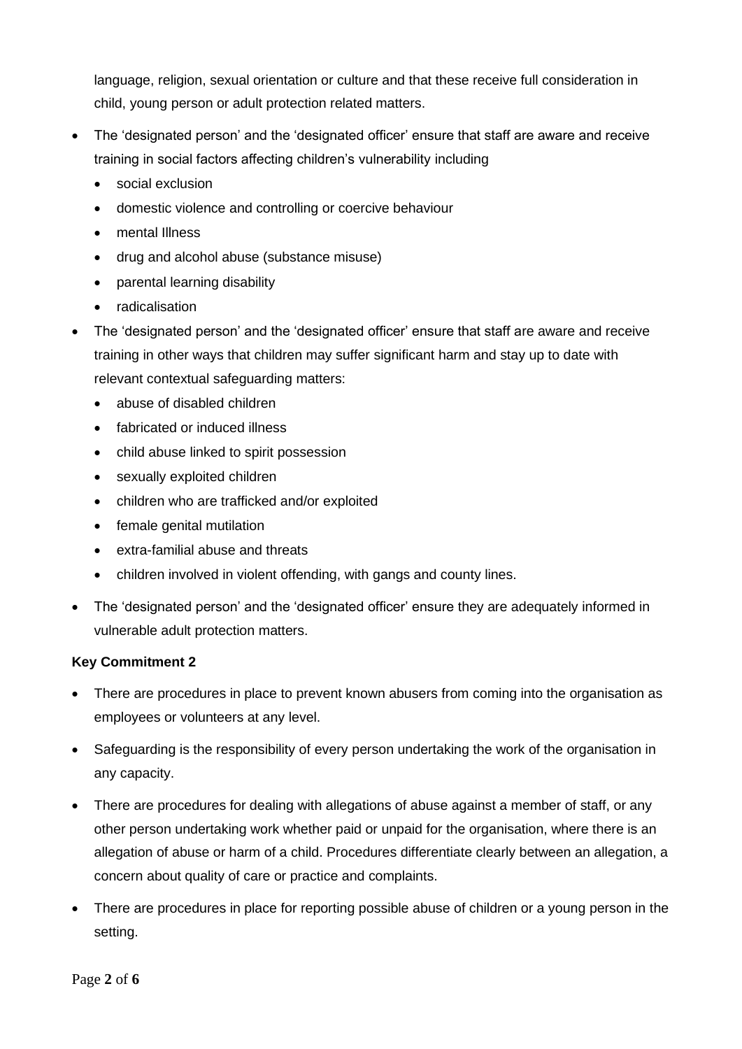language, religion, sexual orientation or culture and that these receive full consideration in child, young person or adult protection related matters.

- The 'designated person' and the 'designated officer' ensure that staff are aware and receive training in social factors affecting children's vulnerability including
  - social exclusion
  - domestic violence and controlling or coercive behaviour
  - mental Illness
  - drug and alcohol abuse (substance misuse)
  - parental learning disability
  - radicalisation
- The 'designated person' and the 'designated officer' ensure that staff are aware and receive training in other ways that children may suffer significant harm and stay up to date with relevant contextual safeguarding matters:
  - abuse of disabled children
  - fabricated or induced illness
  - child abuse linked to spirit possession
  - sexually exploited children
  - children who are trafficked and/or exploited
  - female genital mutilation
  - extra-familial abuse and threats
  - children involved in violent offending, with gangs and county lines.
- The 'designated person' and the 'designated officer' ensure they are adequately informed in vulnerable adult protection matters.

**Key Commitment 2**

- There are procedures in place to prevent known abusers from coming into the organisation as employees or volunteers at any level.
- Safeguarding is the responsibility of every person undertaking the work of the organisation in any capacity.
- There are procedures for dealing with allegations of abuse against a member of staff, or any other person undertaking work whether paid or unpaid for the organisation, where there is an allegation of abuse or harm of a child. Procedures differentiate clearly between an allegation, a concern about quality of care or practice and complaints.
- There are procedures in place for reporting possible abuse of children or a young person in the setting.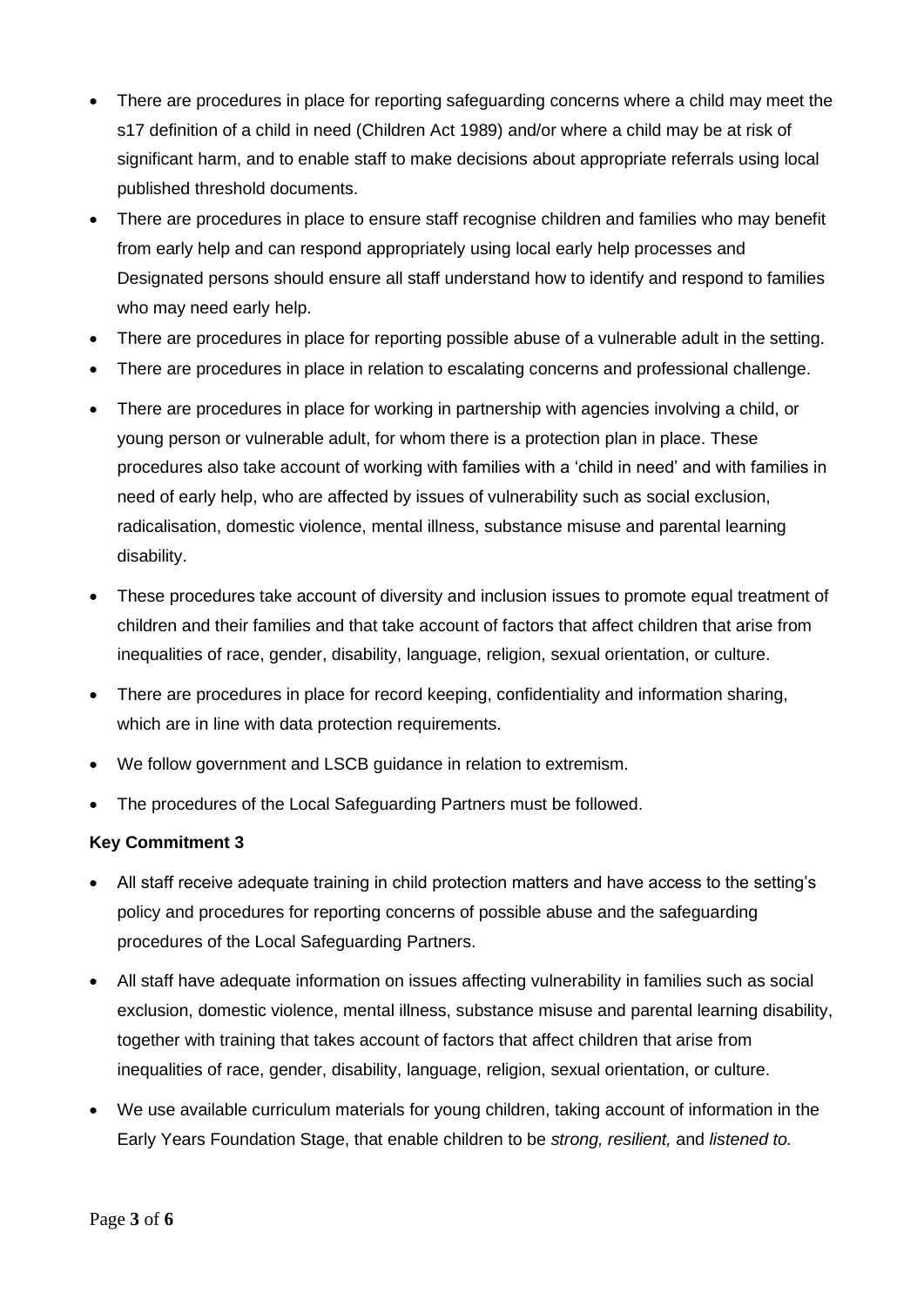- There are procedures in place for reporting safeguarding concerns where a child may meet the s17 definition of a child in need (Children Act 1989) and/or where a child may be at risk of significant harm, and to enable staff to make decisions about appropriate referrals using local published threshold documents.
- There are procedures in place to ensure staff recognise children and families who may benefit from early help and can respond appropriately using local early help processes and Designated persons should ensure all staff understand how to identify and respond to families who may need early help.
- There are procedures in place for reporting possible abuse of a vulnerable adult in the setting.
- There are procedures in place in relation to escalating concerns and professional challenge.
- There are procedures in place for working in partnership with agencies involving a child, or young person or vulnerable adult, for whom there is a protection plan in place. These procedures also take account of working with families with a 'child in need' and with families in need of early help, who are affected by issues of vulnerability such as social exclusion, radicalisation, domestic violence, mental illness, substance misuse and parental learning disability.
- These procedures take account of diversity and inclusion issues to promote equal treatment of children and their families and that take account of factors that affect children that arise from inequalities of race, gender, disability, language, religion, sexual orientation, or culture.
- There are procedures in place for record keeping, confidentiality and information sharing, which are in line with data protection requirements.
- We follow government and LSCB guidance in relation to extremism.
- The procedures of the Local Safeguarding Partners must be followed.

**Key Commitment 3**

- All staff receive adequate training in child protection matters and have access to the setting's policy and procedures for reporting concerns of possible abuse and the safeguarding procedures of the Local Safeguarding Partners.
- All staff have adequate information on issues affecting vulnerability in families such as social exclusion, domestic violence, mental illness, substance misuse and parental learning disability, together with training that takes account of factors that affect children that arise from inequalities of race, gender, disability, language, religion, sexual orientation, or culture.
- We use available curriculum materials for young children, taking account of information in the Early Years Foundation Stage, that enable children to be *strong, resilient,* and *listened to.*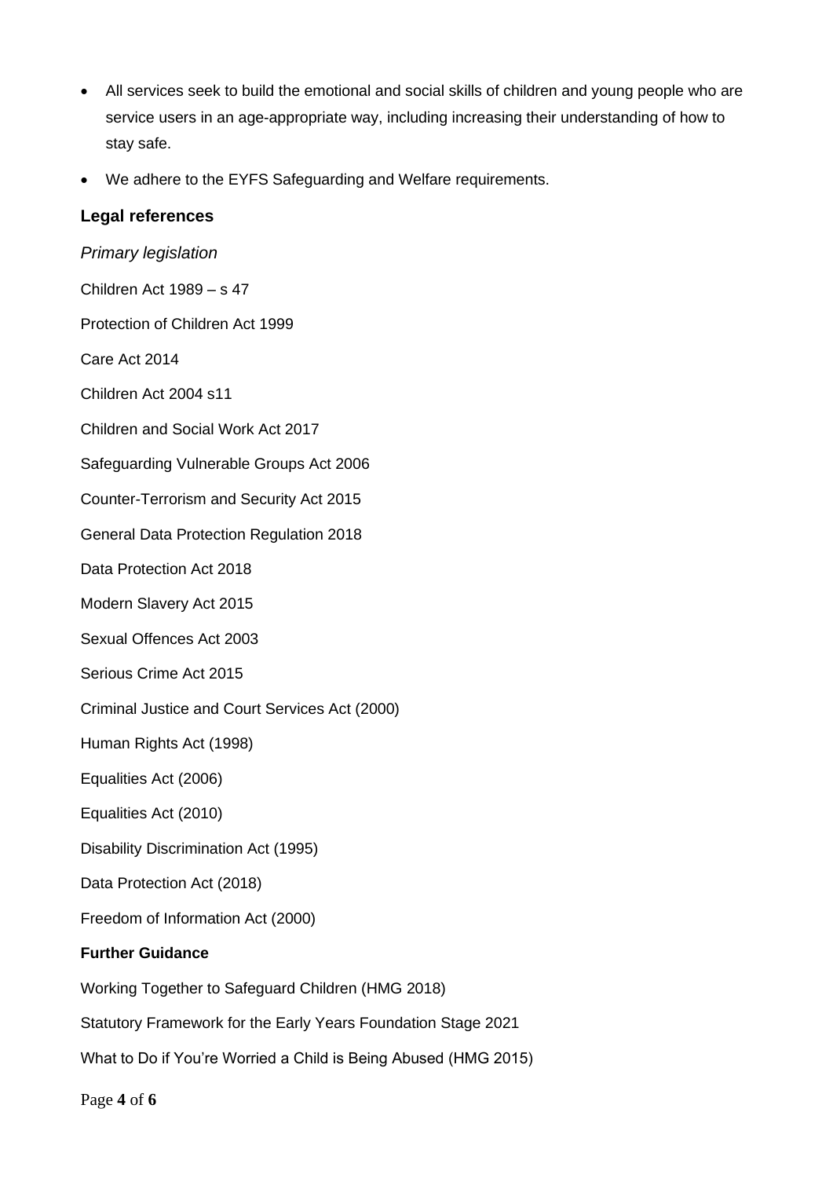- All services seek to build the emotional and social skills of children and young people who are service users in an age-appropriate way, including increasing their understanding of how to stay safe.
- We adhere to the EYFS Safeguarding and Welfare requirements.

### Legal references

*Primary legislation*

Children Act 1989 – s 47

Protection of Children Act 1999

Care Act 2014

Children Act 2004 s11

Children and Social Work Act 2017

Safeguarding Vulnerable Groups Act 2006

Counter-Terrorism and Security Act 2015

General Data Protection Regulation 2018

Data Protection Act 2018

Modern Slavery Act 2015

Sexual Offences Act 2003

Serious Crime Act 2015

Criminal Justice and Court Services Act (2000)

Human Rights Act (1998)

Equalities Act (2006)

Equalities Act (2010)

Disability Discrimination Act (1995)

Data Protection Act (2018)

Freedom of Information Act (2000)

**Further Guidance**

Working Together to Safeguard Children (HMG 2018)

Statutory Framework for the Early Years Foundation Stage 2021

What to Do if You're Worried a Child is Being Abused (HMG 2015)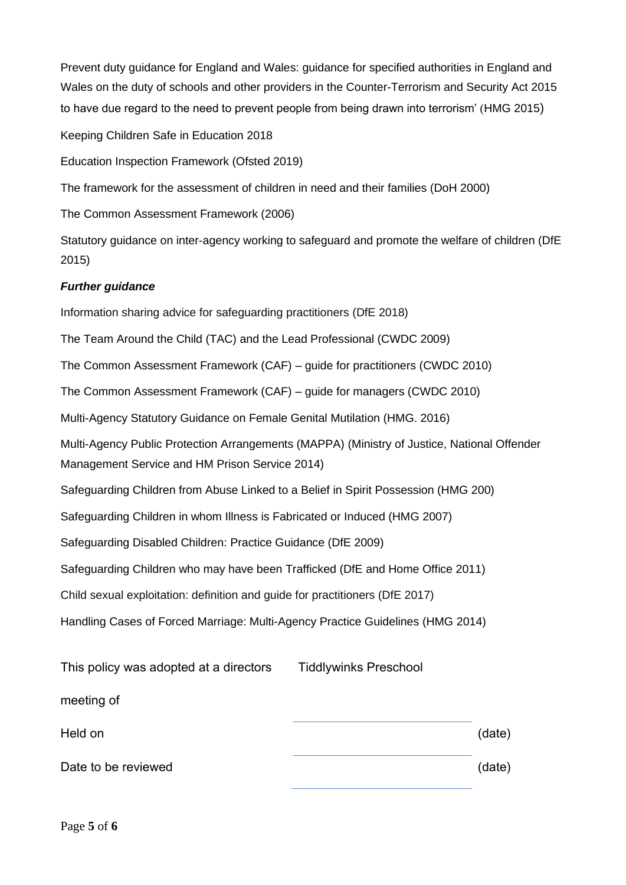Prevent duty guidance for England and Wales: guidance for specified authorities in England and Wales on the duty of schools and other providers in the Counter-Terrorism and Security Act 2015 to have due regard to the need to prevent people from being drawn into terrorism' (HMG 2015)

Keeping Children Safe in Education 2018

Education Inspection Framework (Ofsted 2019)

The framework for the assessment of children in need and their families (DoH 2000)

The Common Assessment Framework (2006)

Statutory guidance on inter-agency working to safeguard and promote the welfare of children (DfE 2015)

***Further guidance***

Information sharing advice for safeguarding practitioners (DfE 2018)

The Team Around the Child (TAC) and the Lead Professional (CWDC 2009)

The Common Assessment Framework (CAF) – guide for practitioners (CWDC 2010)

The Common Assessment Framework (CAF) – guide for managers (CWDC 2010)

Multi-Agency Statutory Guidance on Female Genital Mutilation (HMG. 2016)

Multi-Agency Public Protection Arrangements (MAPPA) (Ministry of Justice, National Offender Management Service and HM Prison Service 2014)

Safeguarding Children from Abuse Linked to a Belief in Spirit Possession (HMG 200)

Safeguarding Children in whom Illness is Fabricated or Induced (HMG 2007)

Safeguarding Disabled Children: Practice Guidance (DfE 2009)

Safeguarding Children who may have been Trafficked (DfE and Home Office 2011)

Child sexual exploitation: definition and guide for practitioners (DfE 2017)

Handling Cases of Forced Marriage: Multi-Agency Practice Guidelines (HMG 2014)

| | | |
|---|---|---|
| This policy was adopted at a directors meeting of | Tiddlywinks Preschool | |
| Held on | ______________________ | (date) |
| Date to be reviewed | ______________________ | (date) |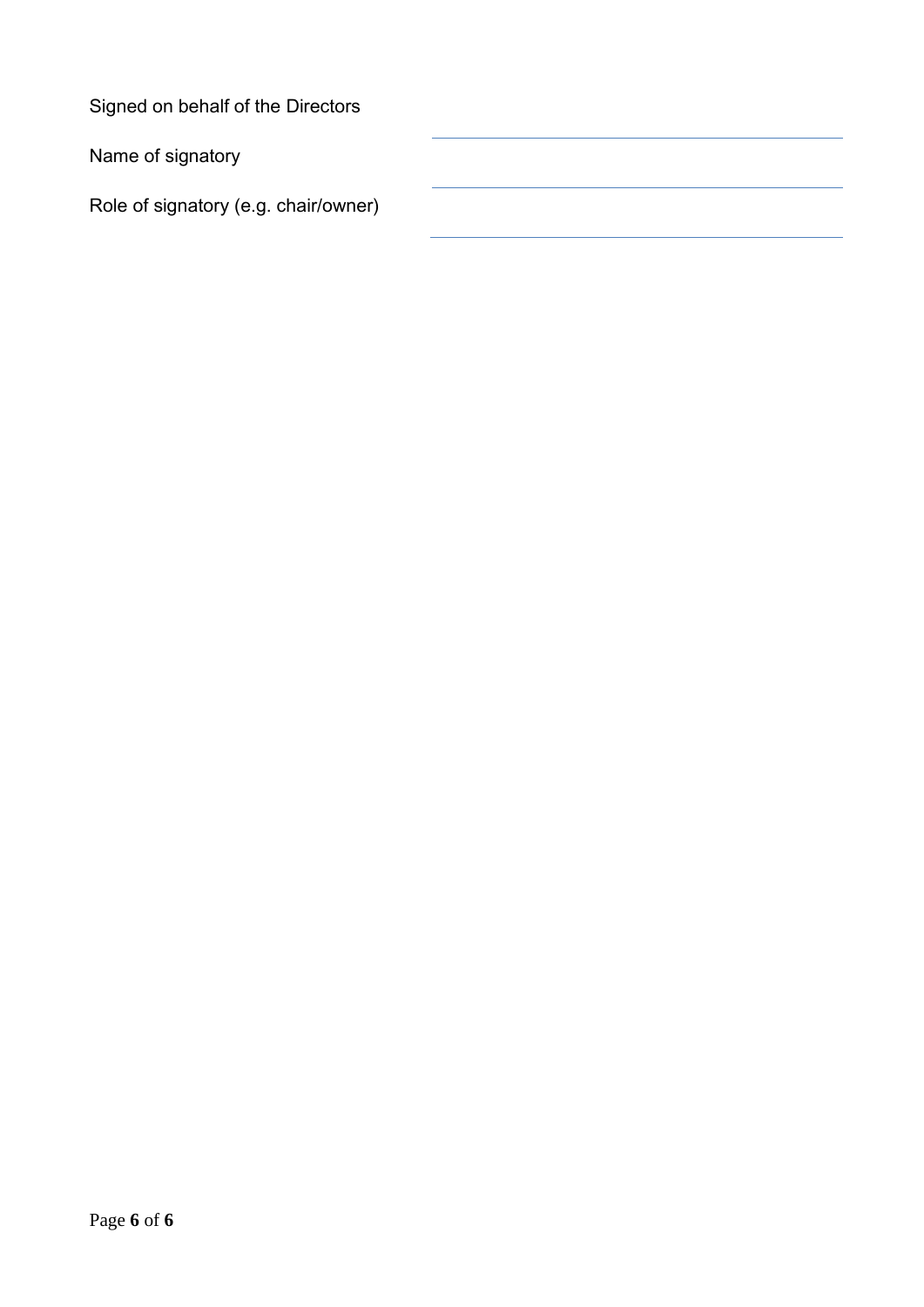Signed on behalf of the Directors

Name of signatory

Role of signatory (e.g. chair/owner)